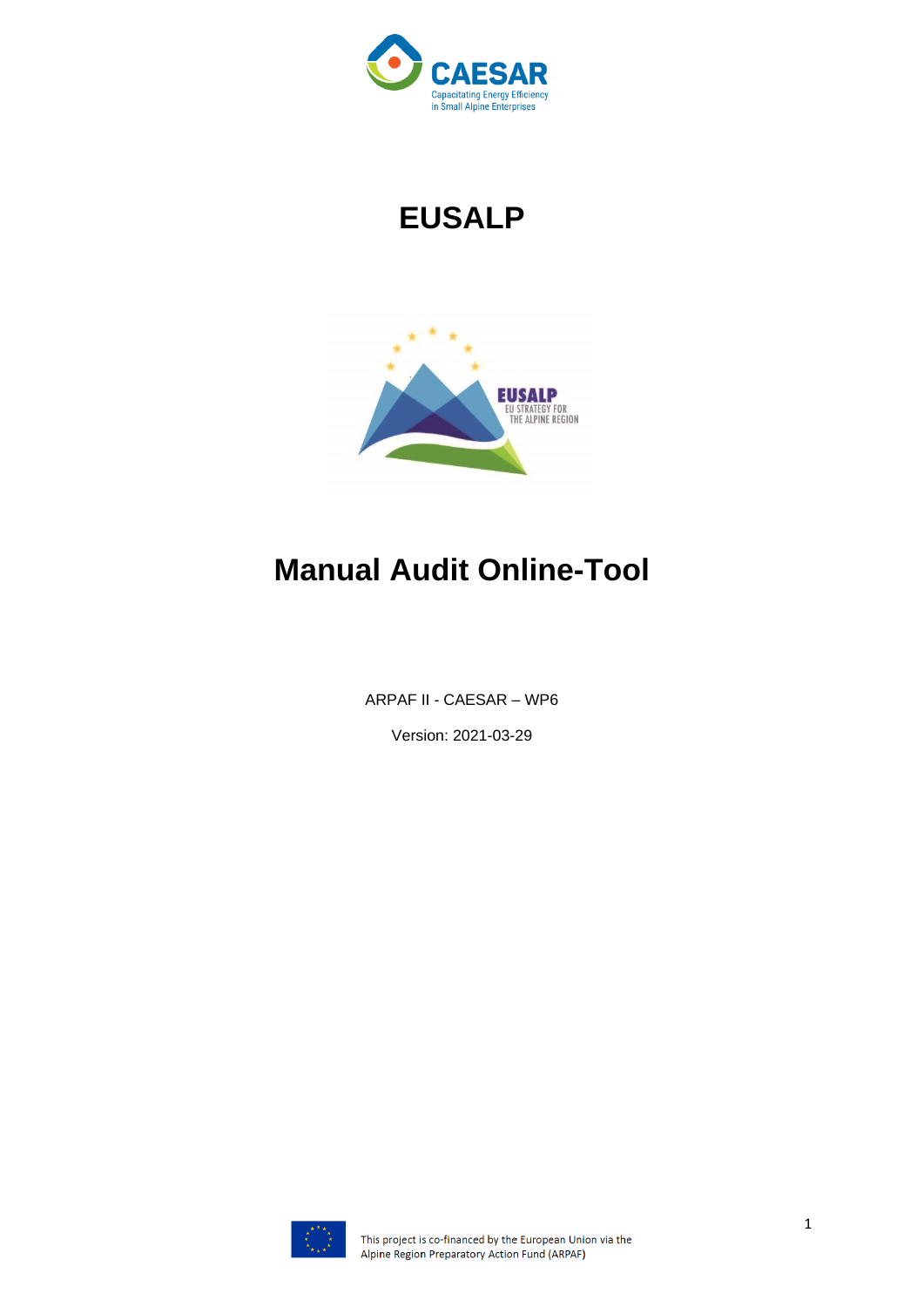# EUSALP

# Manual Audit Online-Tool

ARPAF II - CAESAR – WP6

Version: 2021-03-29

This project is co-financed by the European Union via the Alpine Region Preparatory Action Fund (ARPAF)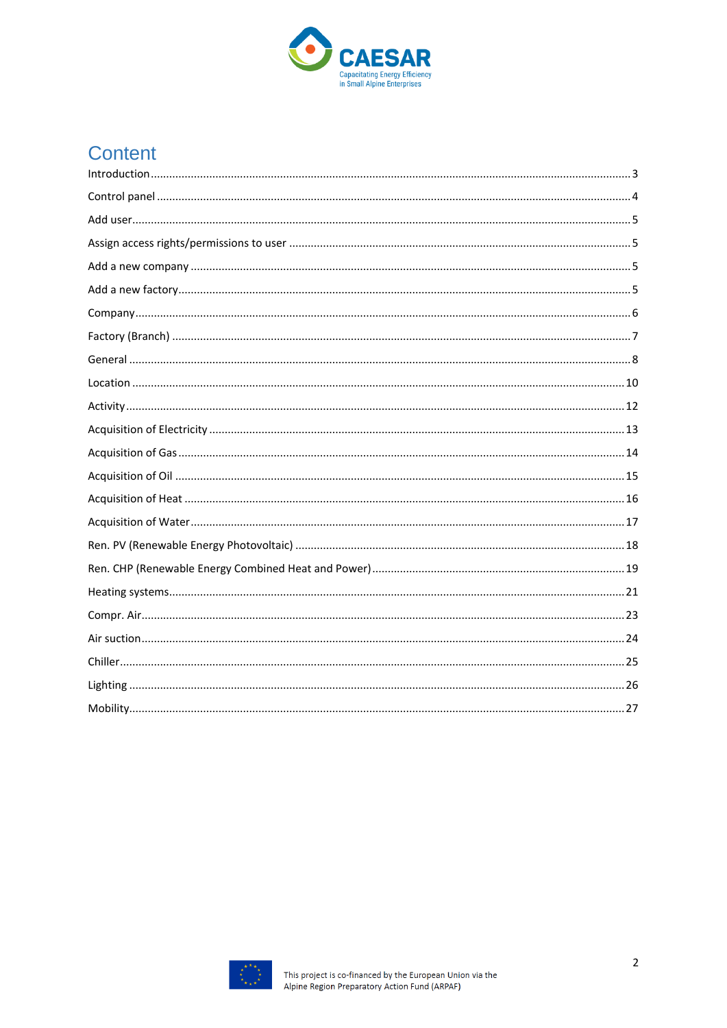## Content

Introduction ..... 3

Control panel ..... 4

Add user ..... 5

Assign access rights/permissions to user ..... 5

Add a new company ..... 5

Add a new factory ..... 5

Company ..... 6

Factory (Branch) ..... 7

General ..... 8

Location ..... 10

Activity ..... 12

Acquisition of Electricity ..... 13

Acquisition of Gas ..... 14

Acquisition of Oil ..... 15

Acquisition of Heat ..... 16

Acquisition of Water ..... 17

Ren. PV (Renewable Energy Photovoltaic) ..... 18

Ren. CHP (Renewable Energy Combined Heat and Power) ..... 19

Heating systems ..... 21

Compr. Air ..... 23

Air suction ..... 24

Chiller ..... 25

Lighting ..... 26

Mobility ..... 27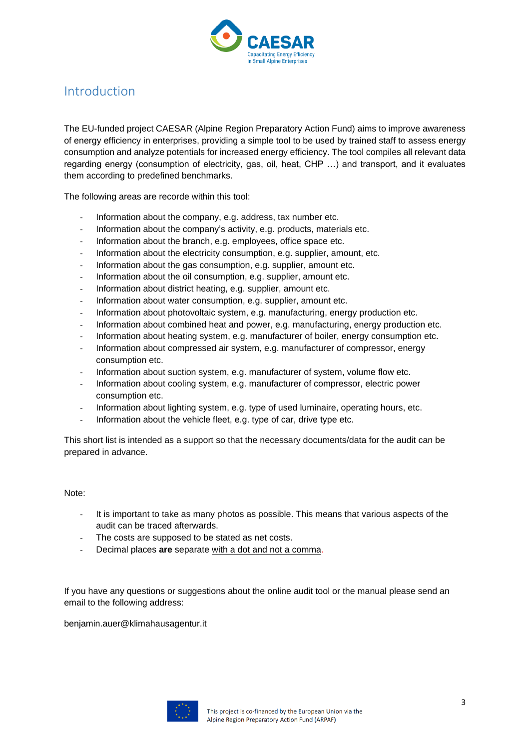# Introduction

The EU-funded project CAESAR (Alpine Region Preparatory Action Fund) aims to improve awareness of energy efficiency in enterprises, providing a simple tool to be used by trained staff to assess energy consumption and analyze potentials for increased energy efficiency. The tool compiles all relevant data regarding energy (consumption of electricity, gas, oil, heat, CHP …) and transport, and it evaluates them according to predefined benchmarks.

The following areas are recorde within this tool:

- Information about the company, e.g. address, tax number etc.
- Information about the company's activity, e.g. products, materials etc.
- Information about the branch, e.g. employees, office space etc.
- Information about the electricity consumption, e.g. supplier, amount, etc.
- Information about the gas consumption, e.g. supplier, amount etc.
- Information about the oil consumption, e.g. supplier, amount etc.
- Information about district heating, e.g. supplier, amount etc.
- Information about water consumption, e.g. supplier, amount etc.
- Information about photovoltaic system, e.g. manufacturing, energy production etc.
- Information about combined heat and power, e.g. manufacturing, energy production etc.
- Information about heating system, e.g. manufacturer of boiler, energy consumption etc.
- Information about compressed air system, e.g. manufacturer of compressor, energy consumption etc.
- Information about suction system, e.g. manufacturer of system, volume flow etc.
- Information about cooling system, e.g. manufacturer of compressor, electric power consumption etc.
- Information about lighting system, e.g. type of used luminaire, operating hours, etc.
- Information about the vehicle fleet, e.g. type of car, drive type etc.

This short list is intended as a support so that the necessary documents/data for the audit can be prepared in advance.

Note:

- It is important to take as many photos as possible. This means that various aspects of the audit can be traced afterwards.
- The costs are supposed to be stated as net costs.
- Decimal places **are** separate with a dot and not a comma.

If you have any questions or suggestions about the online audit tool or the manual please send an email to the following address:

benjamin.auer@klimahausagentur.it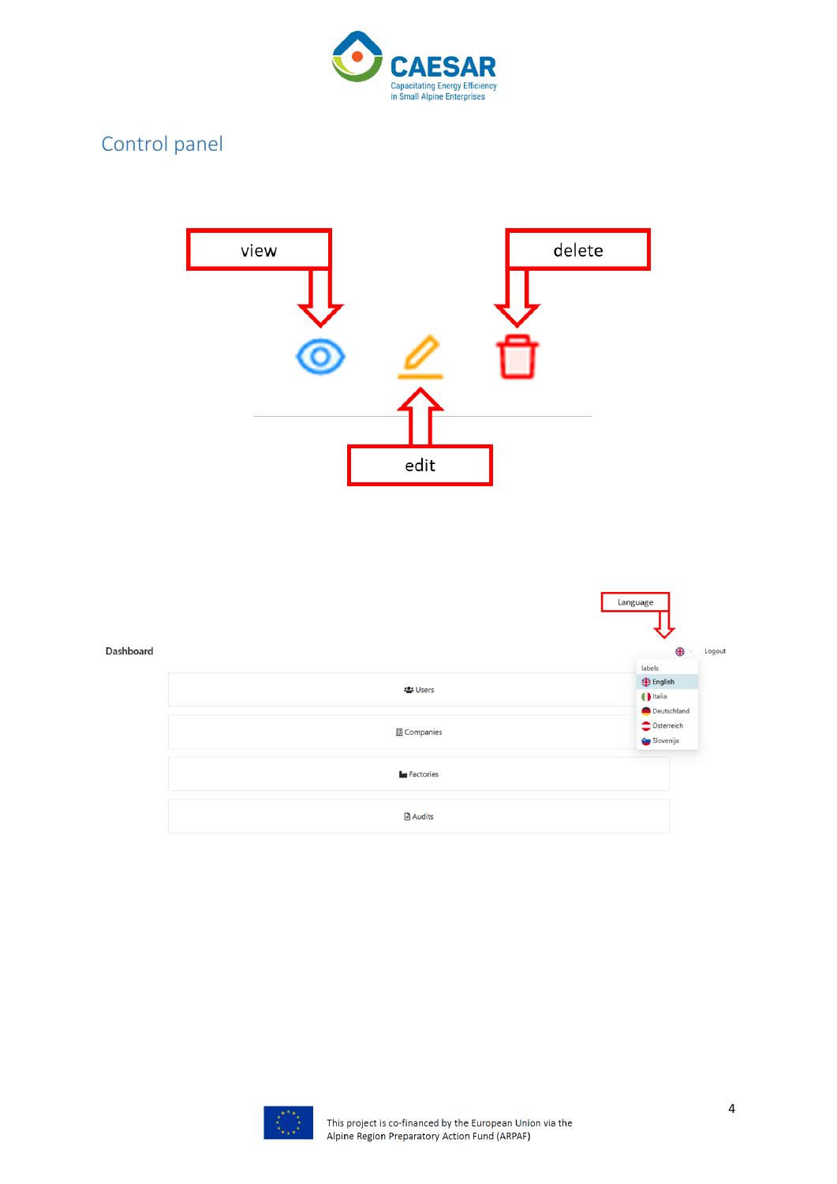## Control panel

view

delete

edit

Language

Dashboard

Logout

labels

- English
- Italia
- Deutschland
- Österreich
- Slovenija

Users

Companies

Factories

Audits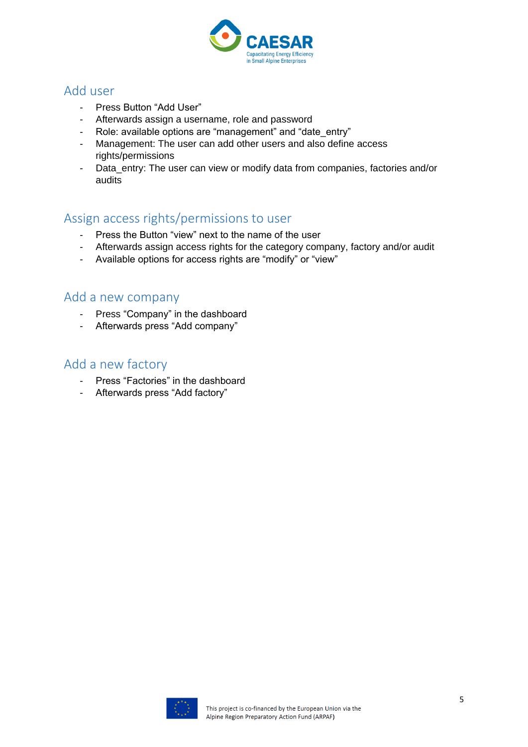## Add user

- Press Button “Add User”
- Afterwards assign a username, role and password
- Role: available options are “management” and “date_entry”
- Management: The user can add other users and also define access rights/permissions
- Data_entry: The user can view or modify data from companies, factories and/or audits

## Assign access rights/permissions to user

- Press the Button “view” next to the name of the user
- Afterwards assign access rights for the category company, factory and/or audit
- Available options for access rights are “modify” or “view”

## Add a new company

- Press “Company” in the dashboard
- Afterwards press “Add company”

## Add a new factory

- Press “Factories” in the dashboard
- Afterwards press “Add factory”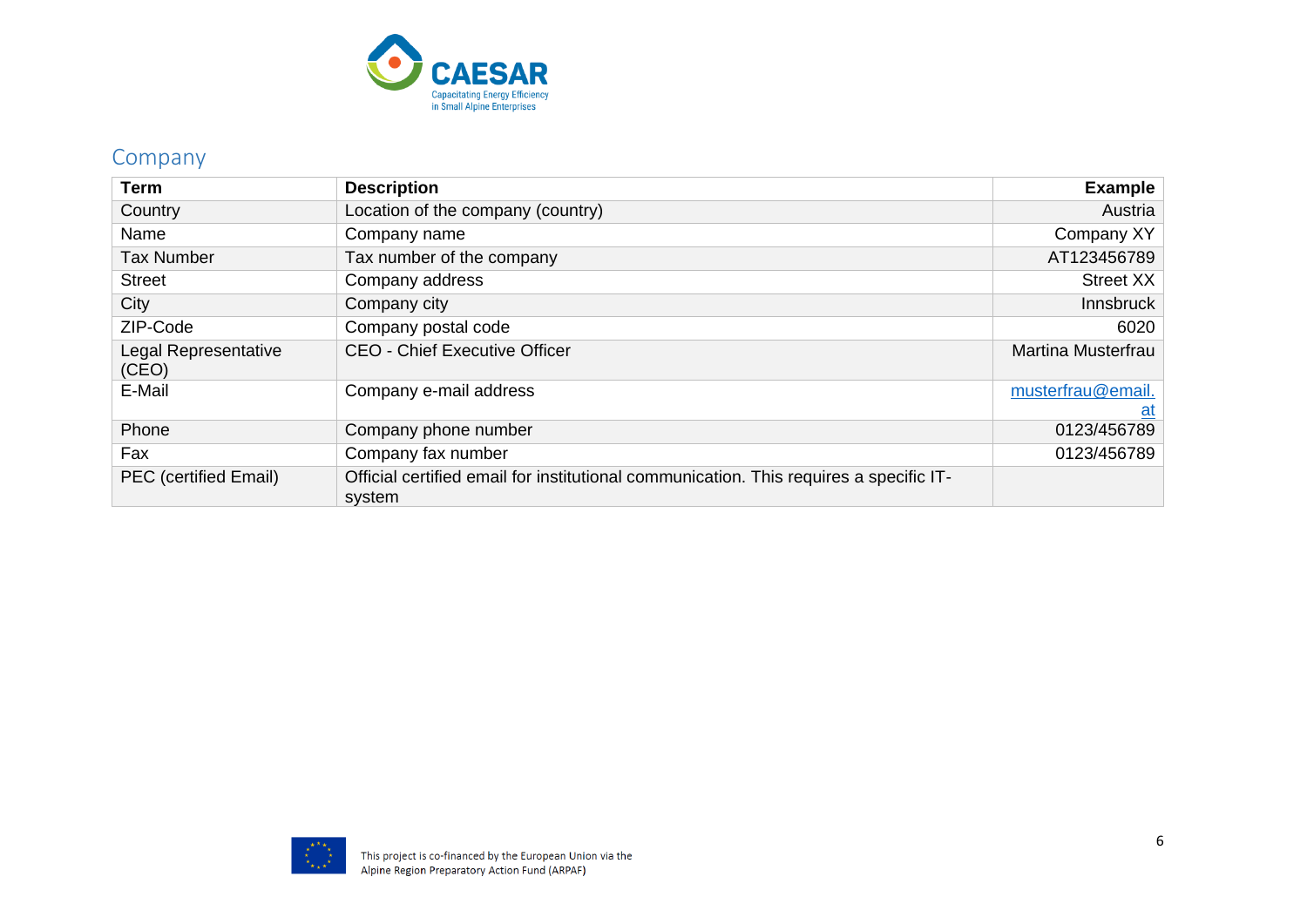## Company

| Term | Description | Example |
|---|---|---|
| Country | Location of the company (country) | Austria |
| Name | Company name | Company XY |
| Tax Number | Tax number of the company | AT123456789 |
| Street | Company address | Street XX |
| City | Company city | Innsbruck |
| ZIP-Code | Company postal code | 6020 |
| Legal Representative (CEO) | CEO - Chief Executive Officer | Martina Musterfrau |
| E-Mail | Company e-mail address | musterfrau@email.at |
| Phone | Company phone number | 0123/456789 |
| Fax | Company fax number | 0123/456789 |
| PEC (certified Email) | Official certified email for institutional communication. This requires a specific IT-system | |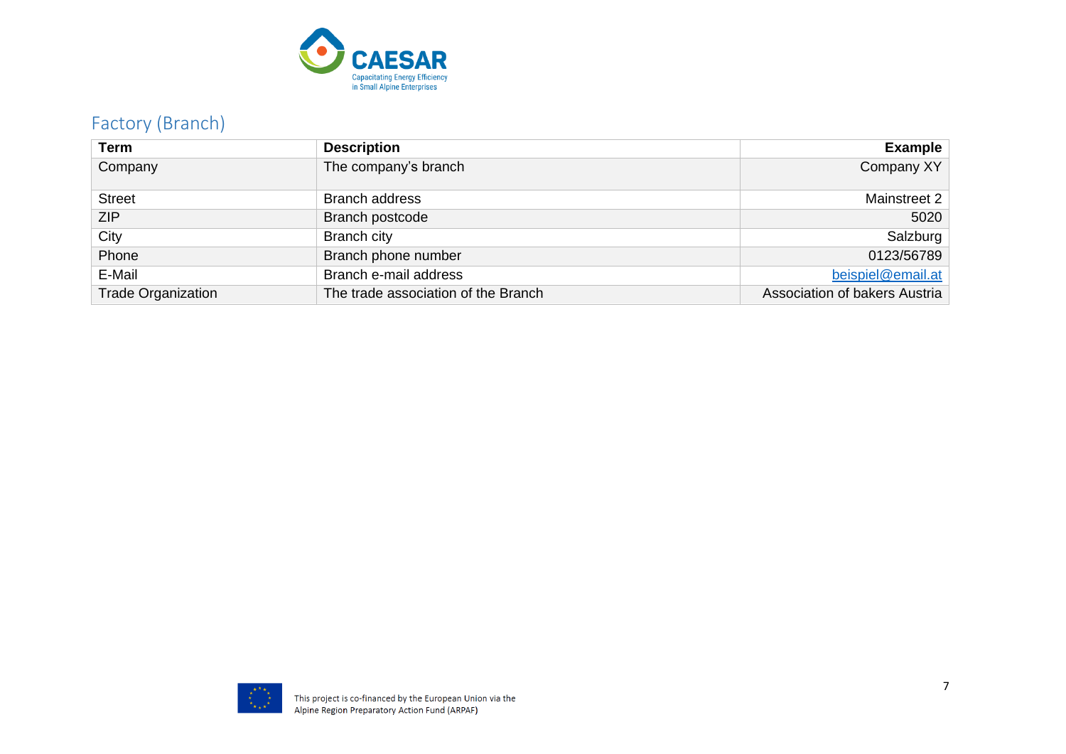## Factory (Branch)

| Term | Description | Example |
|---|---|---|
| Company | The company's branch | Company XY |
| Street | Branch address | Mainstreet 2 |
| ZIP | Branch postcode | 5020 |
| City | Branch city | Salzburg |
| Phone | Branch phone number | 0123/56789 |
| E-Mail | Branch e-mail address | beispiel@email.at |
| Trade Organization | The trade association of the Branch | Association of bakers Austria |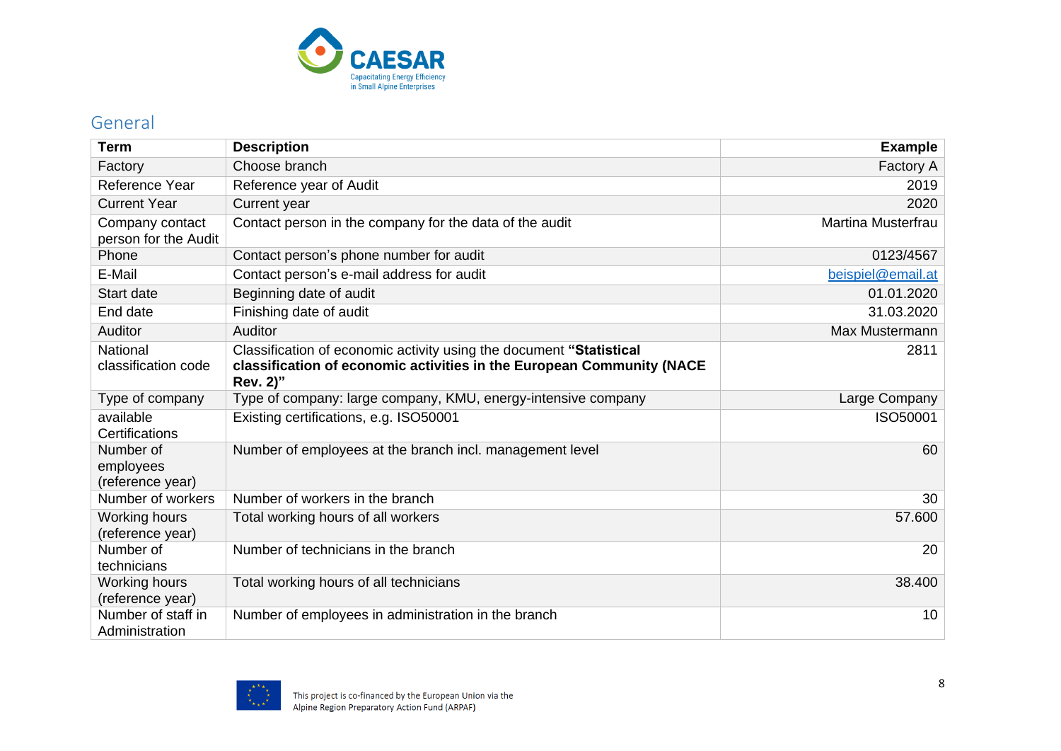## General

| Term | Description | Example |
|---|---|---|
| Factory | Choose branch | Factory A |
| Reference Year | Reference year of Audit | 2019 |
| Current Year | Current year | 2020 |
| Company contact person for the Audit | Contact person in the company for the data of the audit | Martina Musterfrau |
| Phone | Contact person's phone number for audit | 0123/4567 |
| E-Mail | Contact person's e-mail address for audit | beispiel@email.at |
| Start date | Beginning date of audit | 01.01.2020 |
| End date | Finishing date of audit | 31.03.2020 |
| Auditor | Auditor | Max Mustermann |
| National classification code | Classification of economic activity using the document **"Statistical classification of economic activities in the European Community (NACE Rev. 2)"** | 2811 |
| Type of company | Type of company: large company, KMU, energy-intensive company | Large Company |
| available Certifications | Existing certifications, e.g. ISO50001 | ISO50001 |
| Number of employees (reference year) | Number of employees at the branch incl. management level | 60 |
| Number of workers | Number of workers in the branch | 30 |
| Working hours (reference year) | Total working hours of all workers | 57.600 |
| Number of technicians | Number of technicians in the branch | 20 |
| Working hours (reference year) | Total working hours of all technicians | 38.400 |
| Number of staff in Administration | Number of employees in administration in the branch | 10 |

This project is co-financed by the European Union via the Alpine Region Preparatory Action Fund (ARPAF)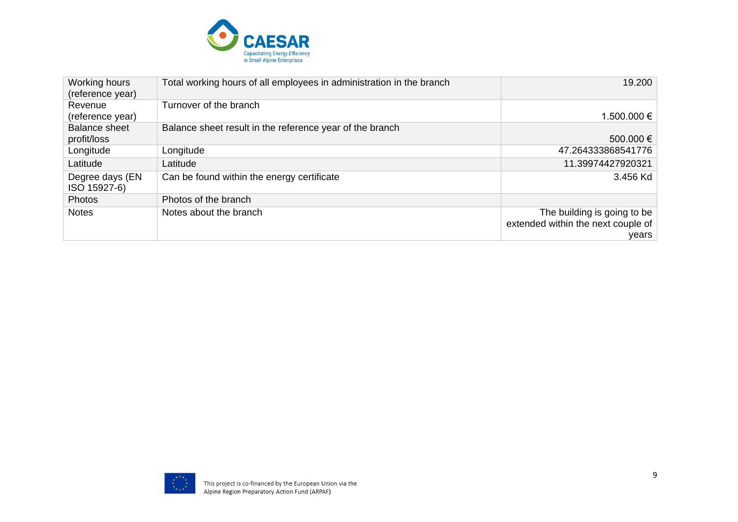| | | |
|---|---|---|
| Working hours (reference year) | Total working hours of all employees in administration in the branch | 19.200 |
| Revenue (reference year) | Turnover of the branch | 1.500.000 € |
| Balance sheet profit/loss | Balance sheet result in the reference year of the branch | 500.000 € |
| Longitude | Longitude | 47.264333868541776 |
| Latitude | Latitude | 11.39974427920321 |
| Degree days (EN ISO 15927-6) | Can be found within the energy certificate | 3.456 Kd |
| Photos | Photos of the branch | |
| Notes | Notes about the branch | The building is going to be extended within the next couple of years |

This project is co-financed by the European Union via the Alpine Region Preparatory Action Fund (ARPAF)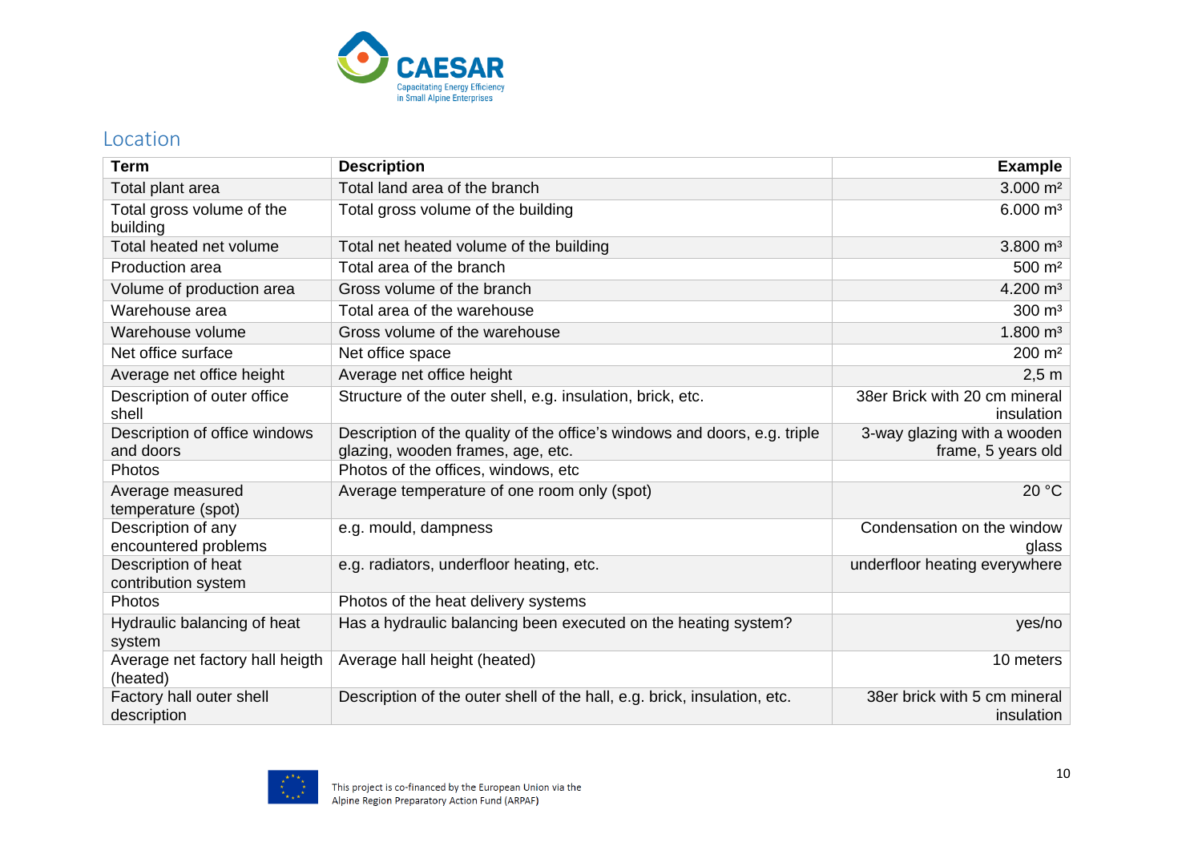## Location

| Term | Description | Example |
|---|---|---|
| Total plant area | Total land area of the branch | 3.000 m² |
| Total gross volume of the building | Total gross volume of the building | 6.000 m³ |
| Total heated net volume | Total net heated volume of the building | 3.800 m³ |
| Production area | Total area of the branch | 500 m² |
| Volume of production area | Gross volume of the branch | 4.200 m³ |
| Warehouse area | Total area of the warehouse | 300 m³ |
| Warehouse volume | Gross volume of the warehouse | 1.800 m³ |
| Net office surface | Net office space | 200 m² |
| Average net office height | Average net office height | 2,5 m |
| Description of outer office shell | Structure of the outer shell, e.g. insulation, brick, etc. | 38er Brick with 20 cm mineral insulation |
| Description of office windows and doors | Description of the quality of the office's windows and doors, e.g. triple glazing, wooden frames, age, etc. | 3-way glazing with a wooden frame, 5 years old |
| Photos | Photos of the offices, windows, etc | |
| Average measured temperature (spot) | Average temperature of one room only (spot) | 20 °C |
| Description of any encountered problems | e.g. mould, dampness | Condensation on the window glass |
| Description of heat contribution system | e.g. radiators, underfloor heating, etc. | underfloor heating everywhere |
| Photos | Photos of the heat delivery systems | |
| Hydraulic balancing of heat system | Has a hydraulic balancing been executed on the heating system? | yes/no |
| Average net factory hall heigth (heated) | Average hall height (heated) | 10 meters |
| Factory hall outer shell description | Description of the outer shell of the hall, e.g. brick, insulation, etc. | 38er brick with 5 cm mineral insulation |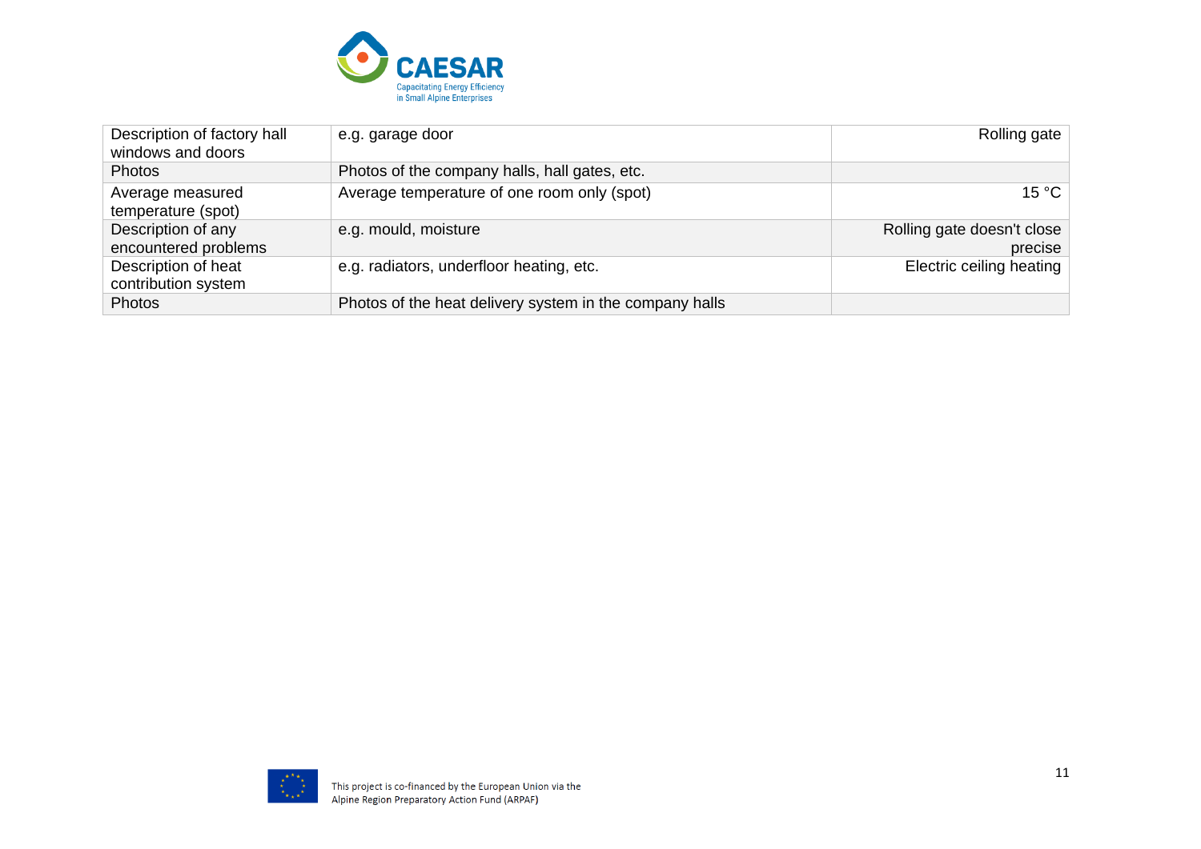| Description of factory hall windows and doors | e.g. garage door | Rolling gate |
|---|---|---|
| Photos | Photos of the company halls, hall gates, etc. | |
| Average measured temperature (spot) | Average temperature of one room only (spot) | 15 °C |
| Description of any encountered problems | e.g. mould, moisture | Rolling gate doesn't close precise |
| Description of heat contribution system | e.g. radiators, underfloor heating, etc. | Electric ceiling heating |
| Photos | Photos of the heat delivery system in the company halls | |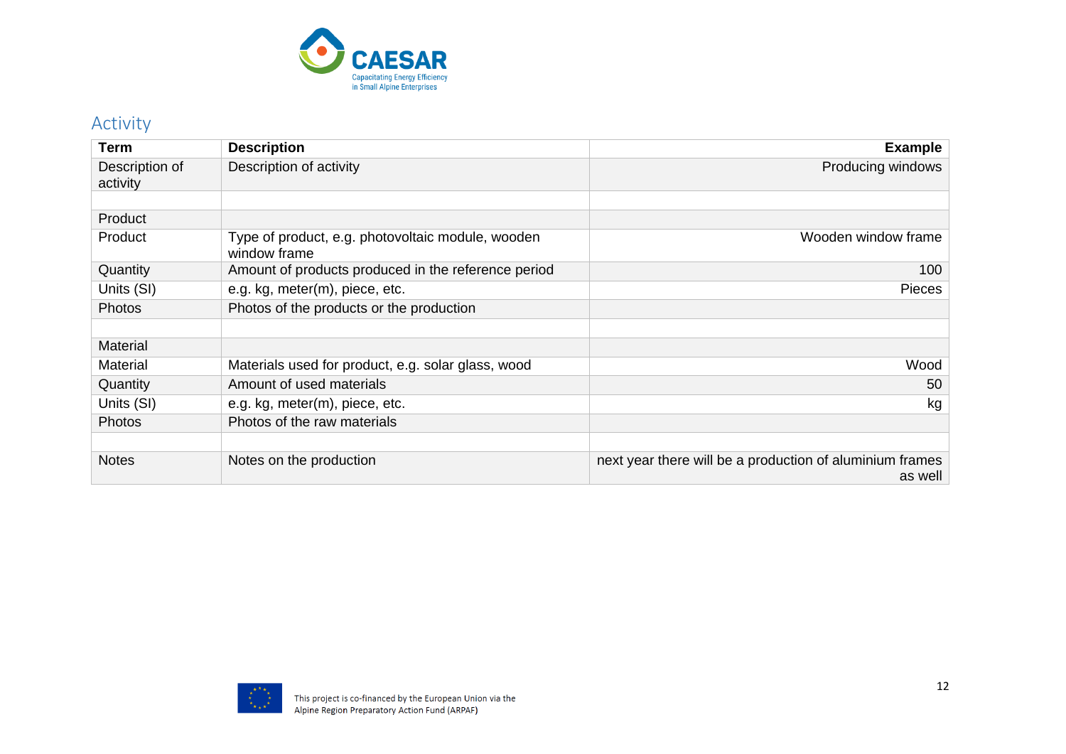## Activity

| Term | Description | Example |
|---|---|---|
| Description of activity | Description of activity | Producing windows |
| | | |
| Product | | |
| Product | Type of product, e.g. photovoltaic module, wooden window frame | Wooden window frame |
| Quantity | Amount of products produced in the reference period | 100 |
| Units (SI) | e.g. kg, meter(m), piece, etc. | Pieces |
| Photos | Photos of the products or the production | |
| | | |
| Material | | |
| Material | Materials used for product, e.g. solar glass, wood | Wood |
| Quantity | Amount of used materials | 50 |
| Units (SI) | e.g. kg, meter(m), piece, etc. | kg |
| Photos | Photos of the raw materials | |
| | | |
| Notes | Notes on the production | next year there will be a production of aluminium frames as well |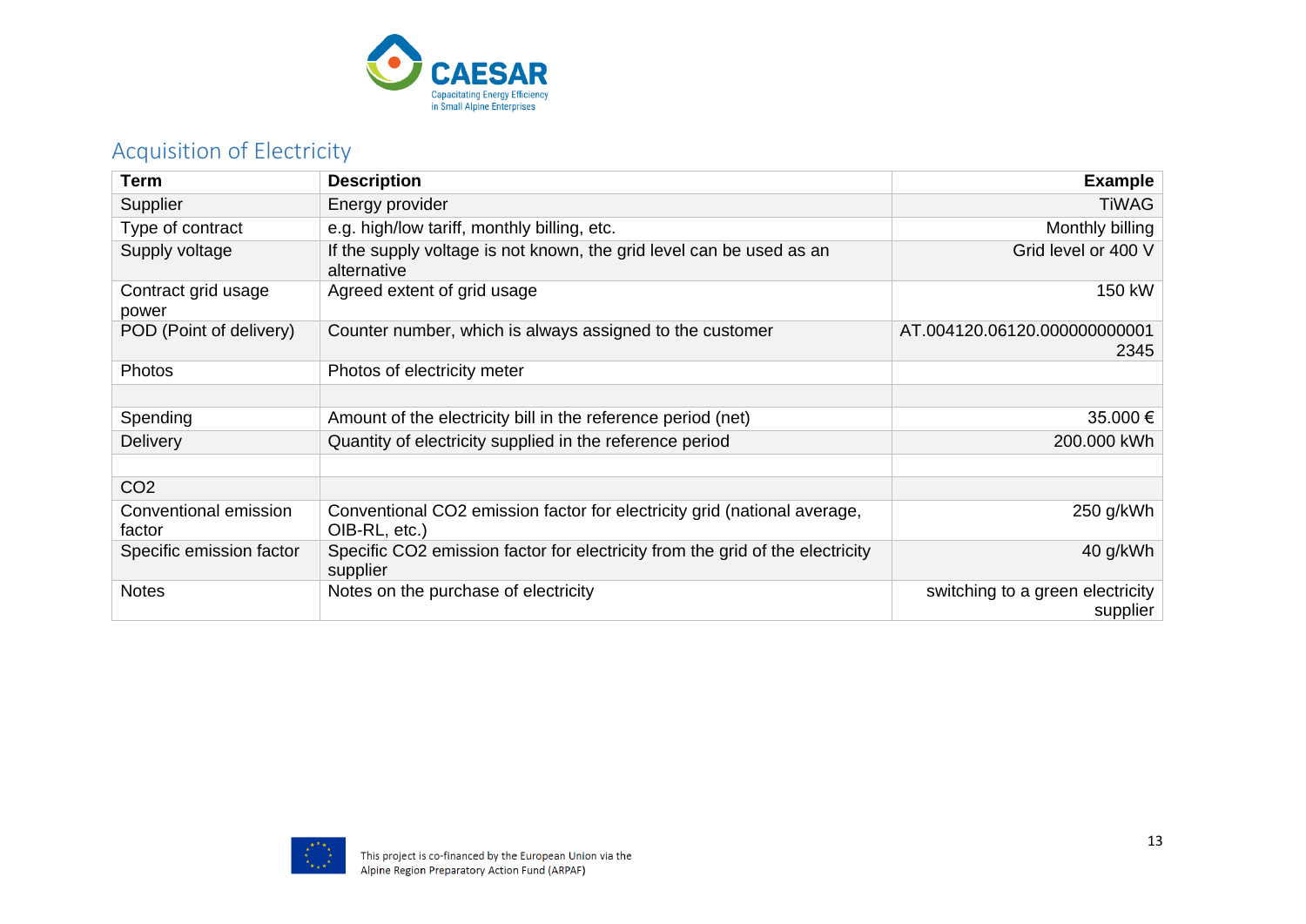## Acquisition of Electricity

| Term | Description | Example |
|---|---|---|
| Supplier | Energy provider | TiWAG |
| Type of contract | e.g. high/low tariff, monthly billing, etc. | Monthly billing |
| Supply voltage | If the supply voltage is not known, the grid level can be used as an alternative | Grid level or 400 V |
| Contract grid usage power | Agreed extent of grid usage | 150 kW |
| POD (Point of delivery) | Counter number, which is always assigned to the customer | AT.004120.06120.0000000000012345 |
| Photos | Photos of electricity meter | |
| | | |
| Spending | Amount of the electricity bill in the reference period (net) | 35.000 € |
| Delivery | Quantity of electricity supplied in the reference period | 200.000 kWh |
| | | |
| $CO_2$ | | |
| Conventional emission factor | Conventional $CO_2$ emission factor for electricity grid (national average, OIB-RL, etc.) | 250 g/kWh |
| Specific emission factor | Specific $CO_2$ emission factor for electricity from the grid of the electricity supplier | 40 g/kWh |
| Notes | Notes on the purchase of electricity | switching to a green electricity supplier |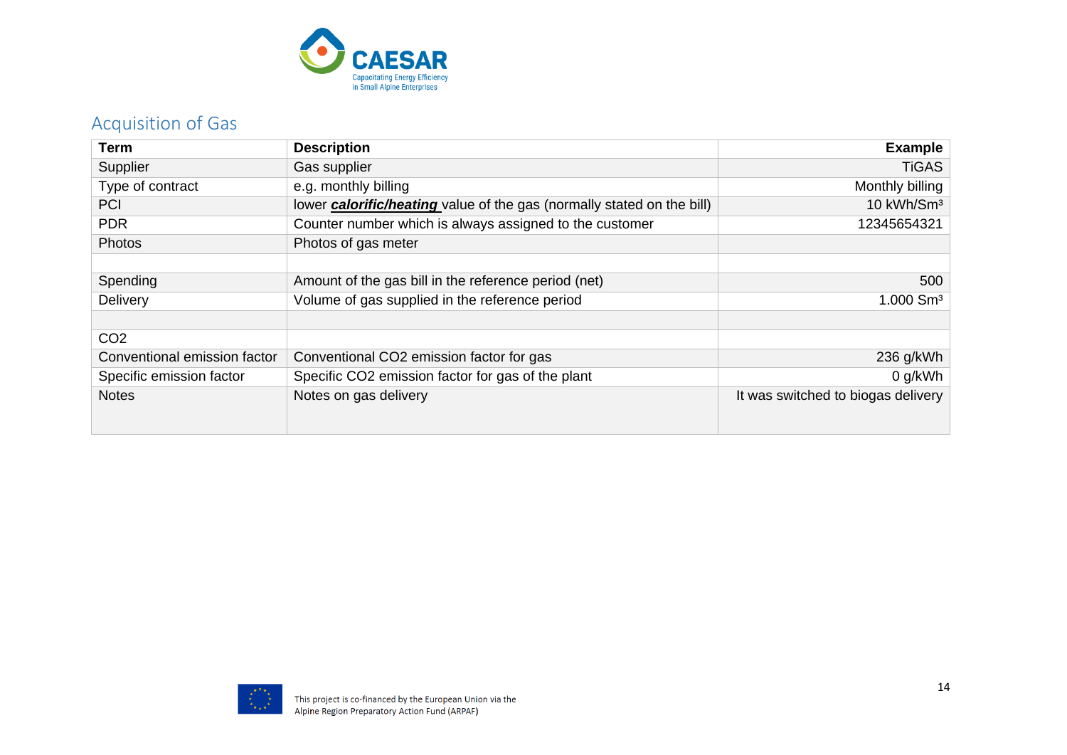## Acquisition of Gas

| Term | Description | Example |
|---|---|---|
| Supplier | Gas supplier | TiGAS |
| Type of contract | e.g. monthly billing | Monthly billing |
| PCI | lower ***calorific/heating*** value of the gas (normally stated on the bill) | 10 kWh/Sm³ |
| PDR | Counter number which is always assigned to the customer | 12345654321 |
| Photos | Photos of gas meter | |
| | | |
| Spending | Amount of the gas bill in the reference period (net) | 500 |
| Delivery | Volume of gas supplied in the reference period | 1.000 Sm³ |
| | | |
| CO2 | | |
| Conventional emission factor | Conventional CO2 emission factor for gas | 236 g/kWh |
| Specific emission factor | Specific CO2 emission factor for gas of the plant | 0 g/kWh |
| Notes | Notes on gas delivery | It was switched to biogas delivery |

This project is co-financed by the European Union via the Alpine Region Preparatory Action Fund (ARPAF)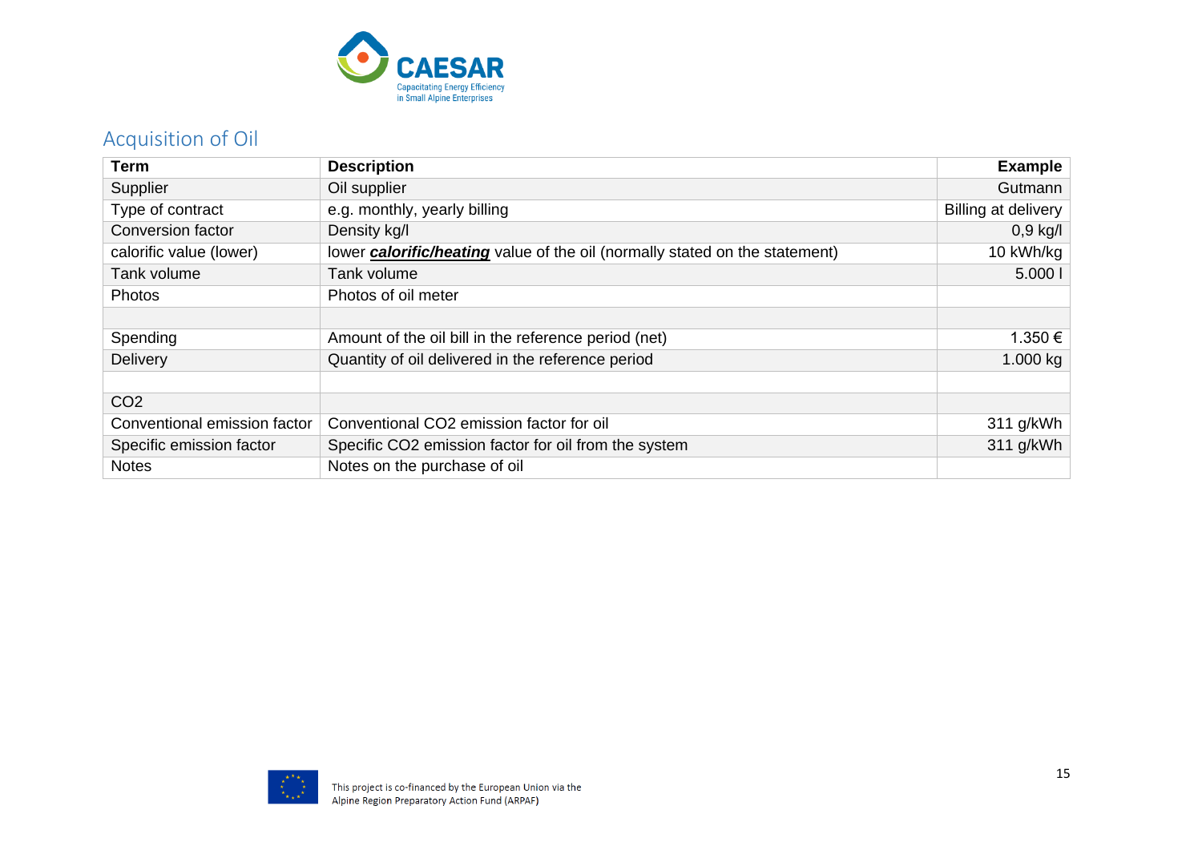## Acquisition of Oil

| **Term** | **Description** | **Example** |
|---|---|---|
| Supplier | Oil supplier | Gutmann |
| Type of contract | e.g. monthly, yearly billing | Billing at delivery |
| Conversion factor | Density kg/l | 0,9 kg/l |
| calorific value (lower) | lower ***calorific/heating*** value of the oil (normally stated on the statement) | 10 kWh/kg |
| Tank volume | Tank volume | 5.000 l |
| Photos | Photos of oil meter | |
| | | |
| Spending | Amount of the oil bill in the reference period (net) | 1.350 € |
| Delivery | Quantity of oil delivered in the reference period | 1.000 kg |
| | | |
| $CO_2$ | | |
| Conventional emission factor | Conventional $CO_2$ emission factor for oil | 311 g/kWh |
| Specific emission factor | Specific $CO_2$ emission factor for oil from the system | 311 g/kWh |
| Notes | Notes on the purchase of oil | |

This project is co-financed by the European Union via the Alpine Region Preparatory Action Fund (ARPAF)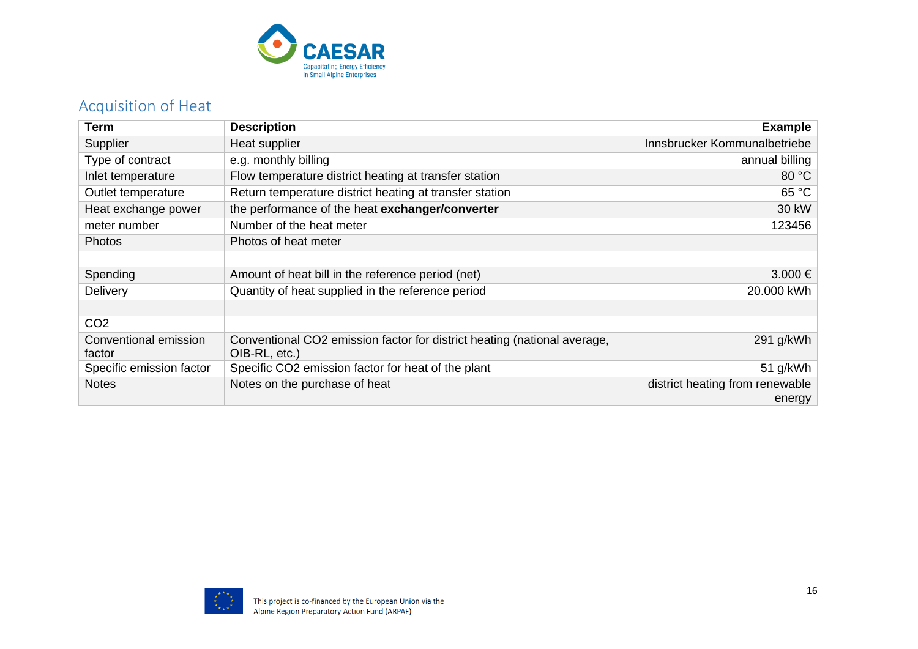## Acquisition of Heat

| Term | Description | Example |
|---|---|---:|
| Supplier | Heat supplier | Innsbrucker Kommunalbetriebe |
| Type of contract | e.g. monthly billing | annual billing |
| Inlet temperature | Flow temperature district heating at transfer station | 80 °C |
| Outlet temperature | Return temperature district heating at transfer station | 65 °C |
| Heat exchange power | the performance of the heat **exchanger/converter** | 30 kW |
| meter number | Number of the heat meter | 123456 |
| Photos | Photos of heat meter | |
| | | |
| Spending | Amount of heat bill in the reference period (net) | 3.000 € |
| Delivery | Quantity of heat supplied in the reference period | 20.000 kWh |
| | | |
| $CO_2$ | | |
| Conventional emission factor | Conventional $CO_2$ emission factor for district heating (national average, OIB-RL, etc.) | 291 g/kWh |
| Specific emission factor | Specific $CO_2$ emission factor for heat of the plant | 51 g/kWh |
| Notes | Notes on the purchase of heat | district heating from renewable energy |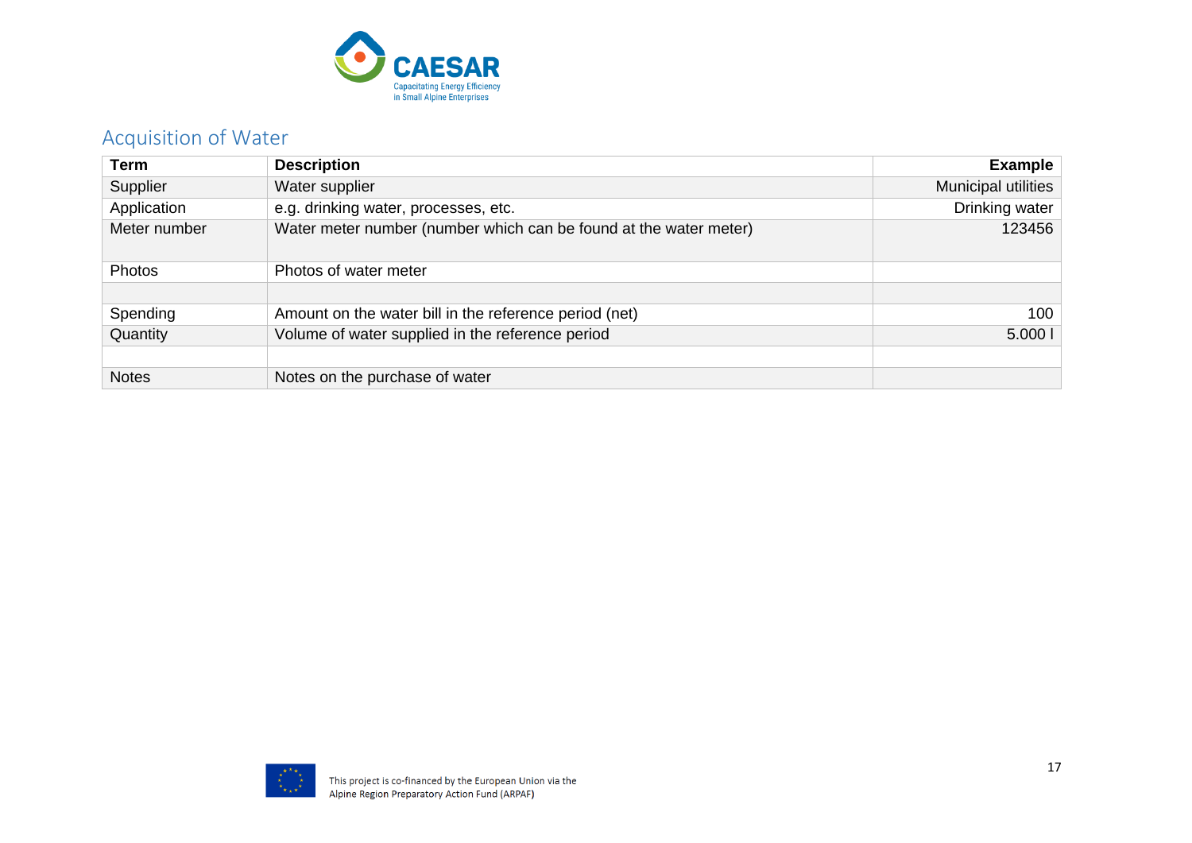## Acquisition of Water

| Term | Description | Example |
|---|---|---|
| Supplier | Water supplier | Municipal utilities |
| Application | e.g. drinking water, processes, etc. | Drinking water |
| Meter number | Water meter number (number which can be found at the water meter) | 123456 |
| Photos | Photos of water meter | |
| | | |
| Spending | Amount on the water bill in the reference period (net) | 100 |
| Quantity | Volume of water supplied in the reference period | 5.000 l |
| | | |
| Notes | Notes on the purchase of water | |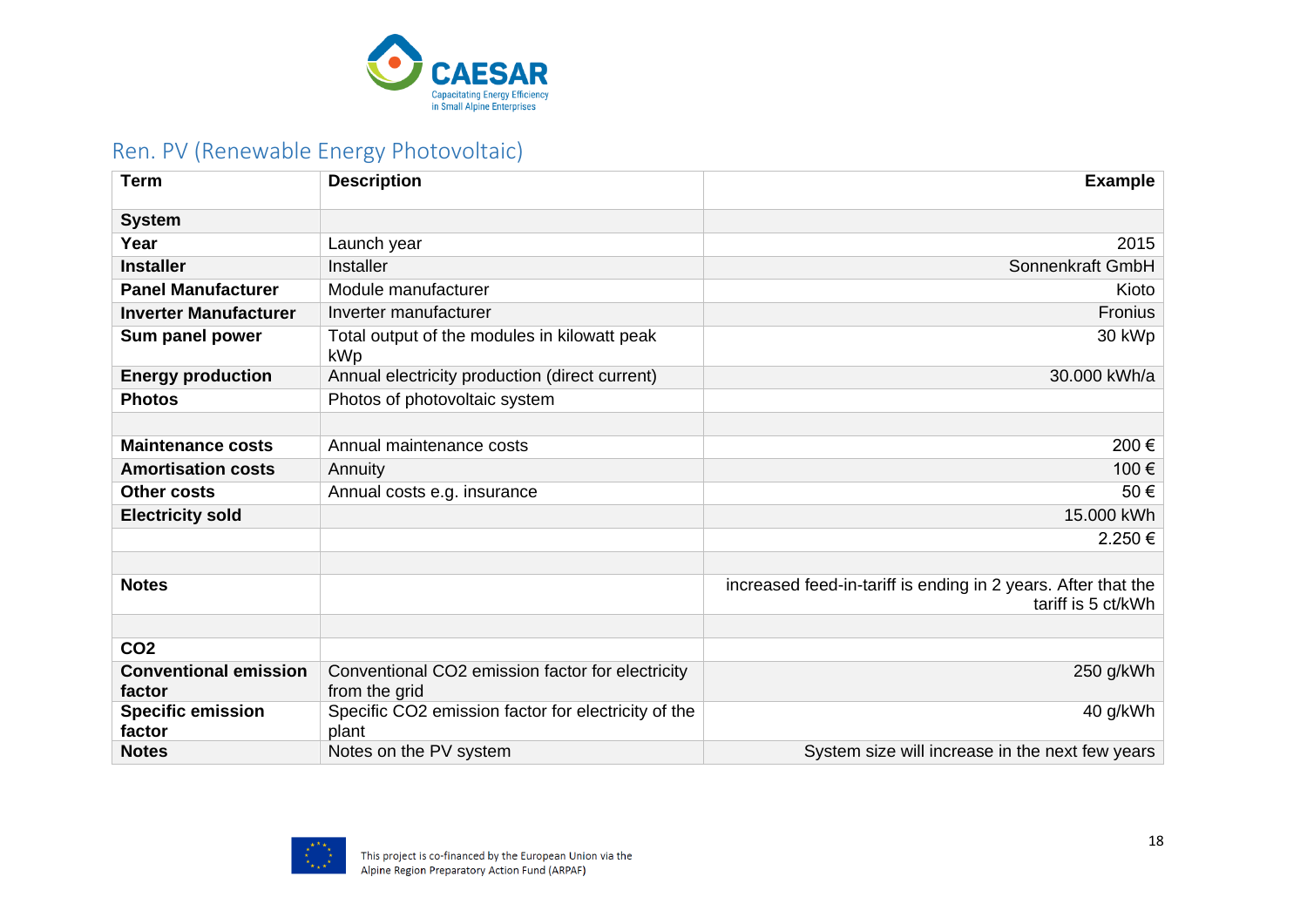## Ren. PV (Renewable Energy Photovoltaic)

| Term | Description | Example |
|---|---|---|
| **System** | | |
| **Year** | Launch year | 2015 |
| **Installer** | Installer | Sonnenkraft GmbH |
| **Panel Manufacturer** | Module manufacturer | Kioto |
| **Inverter Manufacturer** | Inverter manufacturer | Fronius |
| **Sum panel power** | Total output of the modules in kilowatt peak kWp | 30 kWp |
| **Energy production** | Annual electricity production (direct current) | 30.000 kWh/a |
| **Photos** | Photos of photovoltaic system | |
| | | |
| **Maintenance costs** | Annual maintenance costs | 200 € |
| **Amortisation costs** | Annuity | 100 € |
| **Other costs** | Annual costs e.g. insurance | 50 € |
| **Electricity sold** | | 15.000 kWh |
| | | 2.250 € |
| | | |
| **Notes** | | increased feed-in-tariff is ending in 2 years. After that the tariff is 5 ct/kWh |
| | | |
| **$CO_2$** | | |
| **Conventional emission factor** | Conventional $CO_2$ emission factor for electricity from the grid | 250 g/kWh |
| **Specific emission factor** | Specific $CO_2$ emission factor for electricity of the plant | 40 g/kWh |
| **Notes** | Notes on the PV system | System size will increase in the next few years |

This project is co-financed by the European Union via the Alpine Region Preparatory Action Fund (ARPAF)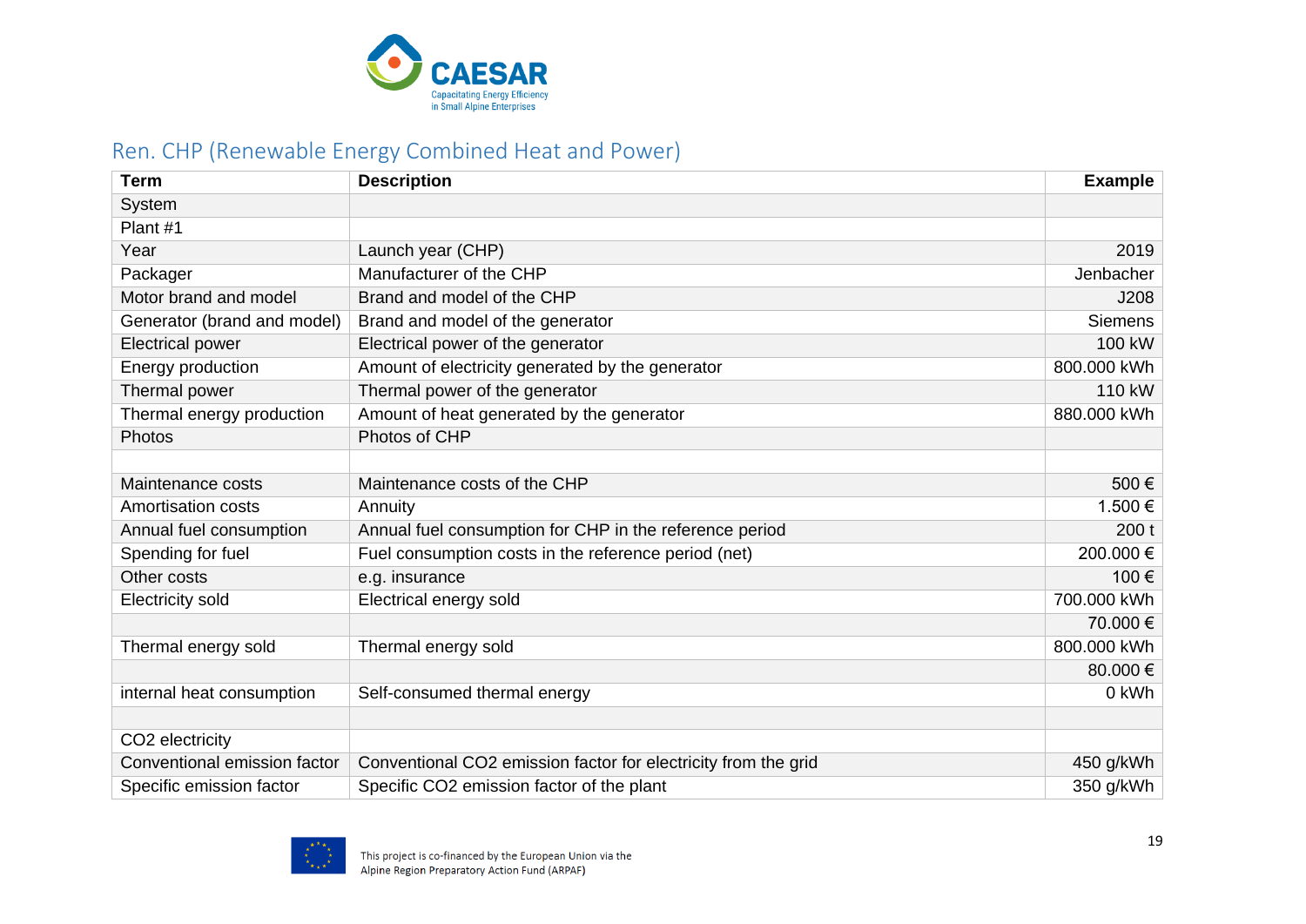## Ren. CHP (Renewable Energy Combined Heat and Power)

| Term | Description | Example |
|---|---|---|
| System | | |
| Plant #1 | | |
| Year | Launch year (CHP) | 2019 |
| Packager | Manufacturer of the CHP | Jenbacher |
| Motor brand and model | Brand and model of the CHP | J208 |
| Generator (brand and model) | Brand and model of the generator | Siemens |
| Electrical power | Electrical power of the generator | 100 kW |
| Energy production | Amount of electricity generated by the generator | 800.000 kWh |
| Thermal power | Thermal power of the generator | 110 kW |
| Thermal energy production | Amount of heat generated by the generator | 880.000 kWh |
| Photos | Photos of CHP | |
| | | |
| Maintenance costs | Maintenance costs of the CHP | 500 € |
| Amortisation costs | Annuity | 1.500 € |
| Annual fuel consumption | Annual fuel consumption for CHP in the reference period | 200 t |
| Spending for fuel | Fuel consumption costs in the reference period (net) | 200.000 € |
| Other costs | e.g. insurance | 100 € |
| Electricity sold | Electrical energy sold | 700.000 kWh |
| | | 70.000 € |
| Thermal energy sold | Thermal energy sold | 800.000 kWh |
| | | 80.000 € |
| internal heat consumption | Self-consumed thermal energy | 0 kWh |
| | | |
| $CO_2$ electricity | | |
| Conventional emission factor | Conventional $CO_2$ emission factor for electricity from the grid | 450 g/kWh |
| Specific emission factor | Specific $CO_2$ emission factor of the plant | 350 g/kWh |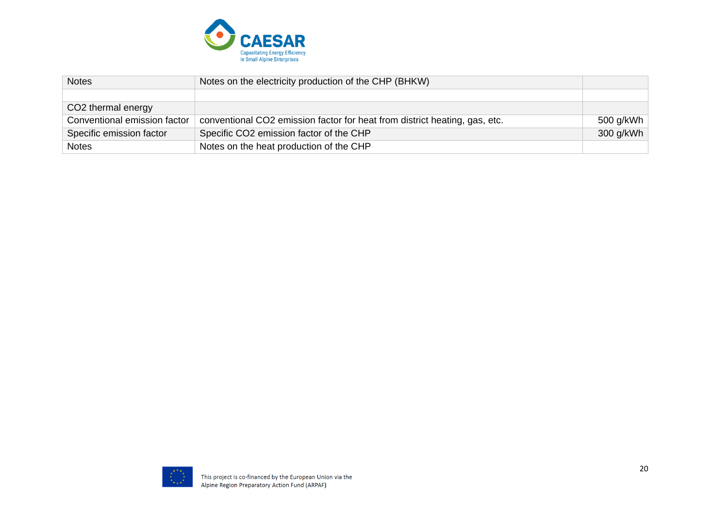| Notes | Notes on the electricity production of the CHP (BHKW) | |
|---|---|---|
| | | |
| $CO_2$ thermal energy | | |
| Conventional emission factor | conventional $CO_2$ emission factor for heat from district heating, gas, etc. | 500 g/kWh |
| Specific emission factor | Specific $CO_2$ emission factor of the CHP | 300 g/kWh |
| Notes | Notes on the heat production of the CHP | |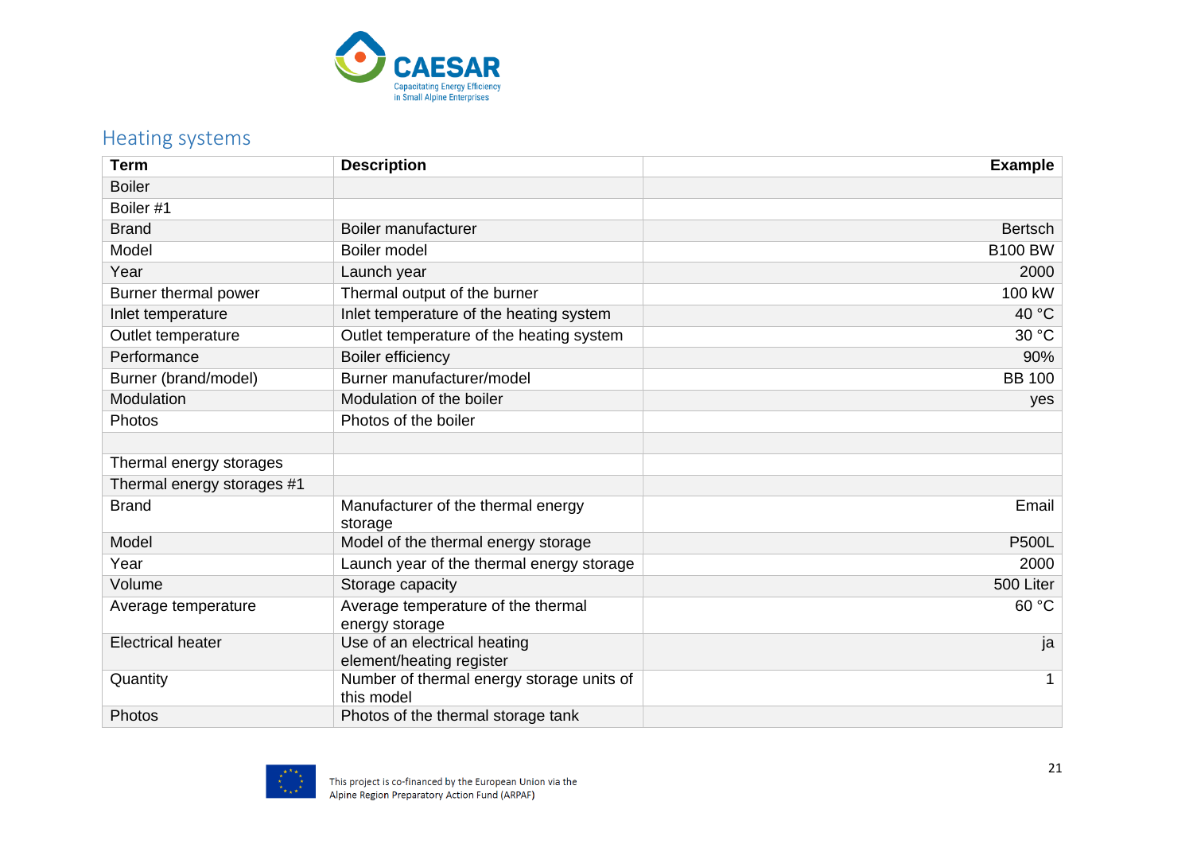## Heating systems

| Term | Description | Example |
|---|---|---|
| Boiler | | |
| Boiler #1 | | |
| Brand | Boiler manufacturer | Bertsch |
| Model | Boiler model | B100 BW |
| Year | Launch year | 2000 |
| Burner thermal power | Thermal output of the burner | 100 kW |
| Inlet temperature | Inlet temperature of the heating system | 40 °C |
| Outlet temperature | Outlet temperature of the heating system | 30 °C |
| Performance | Boiler efficiency | 90% |
| Burner (brand/model) | Burner manufacturer/model | BB 100 |
| Modulation | Modulation of the boiler | yes |
| Photos | Photos of the boiler | |
| | | |
| Thermal energy storages | | |
| Thermal energy storages #1 | | |
| Brand | Manufacturer of the thermal energy storage | Email |
| Model | Model of the thermal energy storage | P500L |
| Year | Launch year of the thermal energy storage | 2000 |
| Volume | Storage capacity | 500 Liter |
| Average temperature | Average temperature of the thermal energy storage | 60 °C |
| Electrical heater | Use of an electrical heating element/heating register | ja |
| Quantity | Number of thermal energy storage units of this model | 1 |
| Photos | Photos of the thermal storage tank | |

This project is co-financed by the European Union via the Alpine Region Preparatory Action Fund (ARPAF)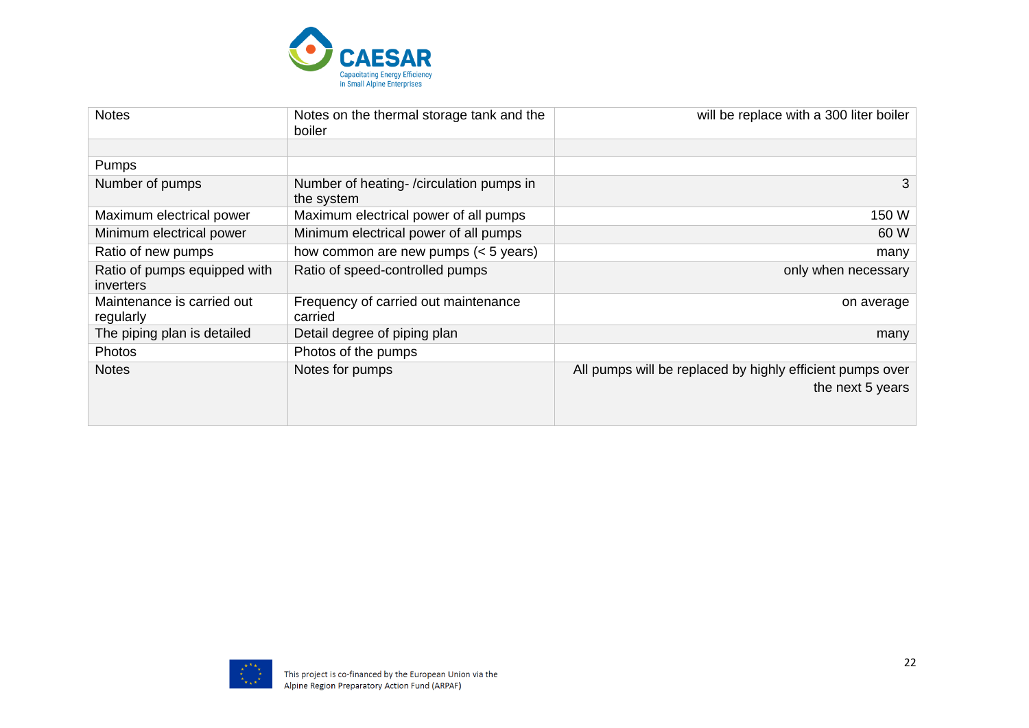| Notes | Notes on the thermal storage tank and the boiler | will be replace with a 300 liter boiler |
|---|---|---|
| | | |
| Pumps | | |
| Number of pumps | Number of heating- /circulation pumps in the system | 3 |
| Maximum electrical power | Maximum electrical power of all pumps | 150 W |
| Minimum electrical power | Minimum electrical power of all pumps | 60 W |
| Ratio of new pumps | how common are new pumps (< 5 years) | many |
| Ratio of pumps equipped with inverters | Ratio of speed-controlled pumps | only when necessary |
| Maintenance is carried out regularly | Frequency of carried out maintenance carried | on average |
| The piping plan is detailed | Detail degree of piping plan | many |
| Photos | Photos of the pumps | |
| Notes | Notes for pumps | All pumps will be replaced by highly efficient pumps over the next 5 years |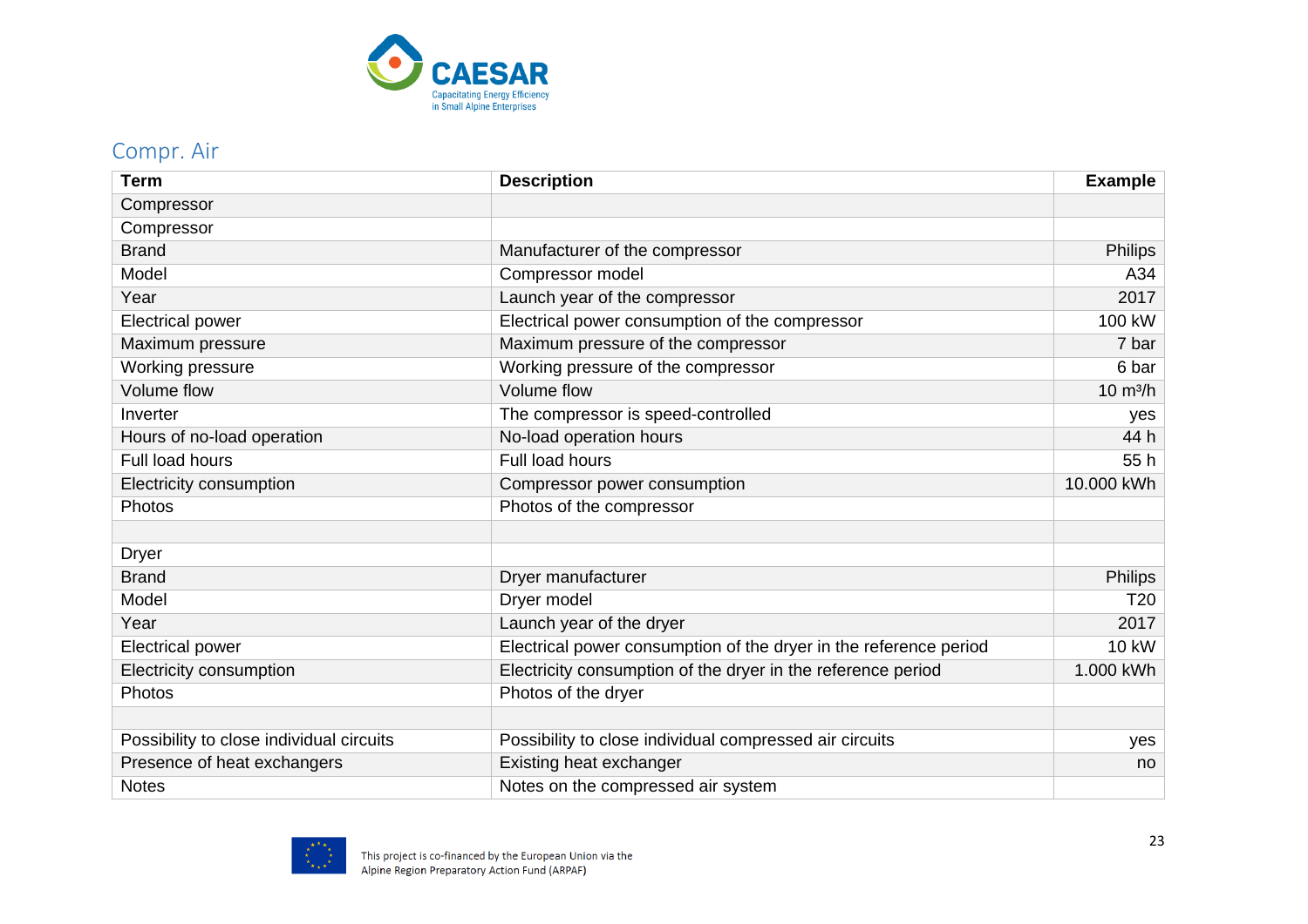## Compr. Air

| Term | Description | Example |
|---|---|---|
| Compressor | | |
| Compressor | | |
| Brand | Manufacturer of the compressor | Philips |
| Model | Compressor model | A34 |
| Year | Launch year of the compressor | 2017 |
| Electrical power | Electrical power consumption of the compressor | 100 kW |
| Maximum pressure | Maximum pressure of the compressor | 7 bar |
| Working pressure | Working pressure of the compressor | 6 bar |
| Volume flow | Volume flow | 10 m³/h |
| Inverter | The compressor is speed-controlled | yes |
| Hours of no-load operation | No-load operation hours | 44 h |
| Full load hours | Full load hours | 55 h |
| Electricity consumption | Compressor power consumption | 10.000 kWh |
| Photos | Photos of the compressor | |
| | | |
| Dryer | | |
| Brand | Dryer manufacturer | Philips |
| Model | Dryer model | T20 |
| Year | Launch year of the dryer | 2017 |
| Electrical power | Electrical power consumption of the dryer in the reference period | 10 kW |
| Electricity consumption | Electricity consumption of the dryer in the reference period | 1.000 kWh |
| Photos | Photos of the dryer | |
| | | |
| Possibility to close individual circuits | Possibility to close individual compressed air circuits | yes |
| Presence of heat exchangers | Existing heat exchanger | no |
| Notes | Notes on the compressed air system | |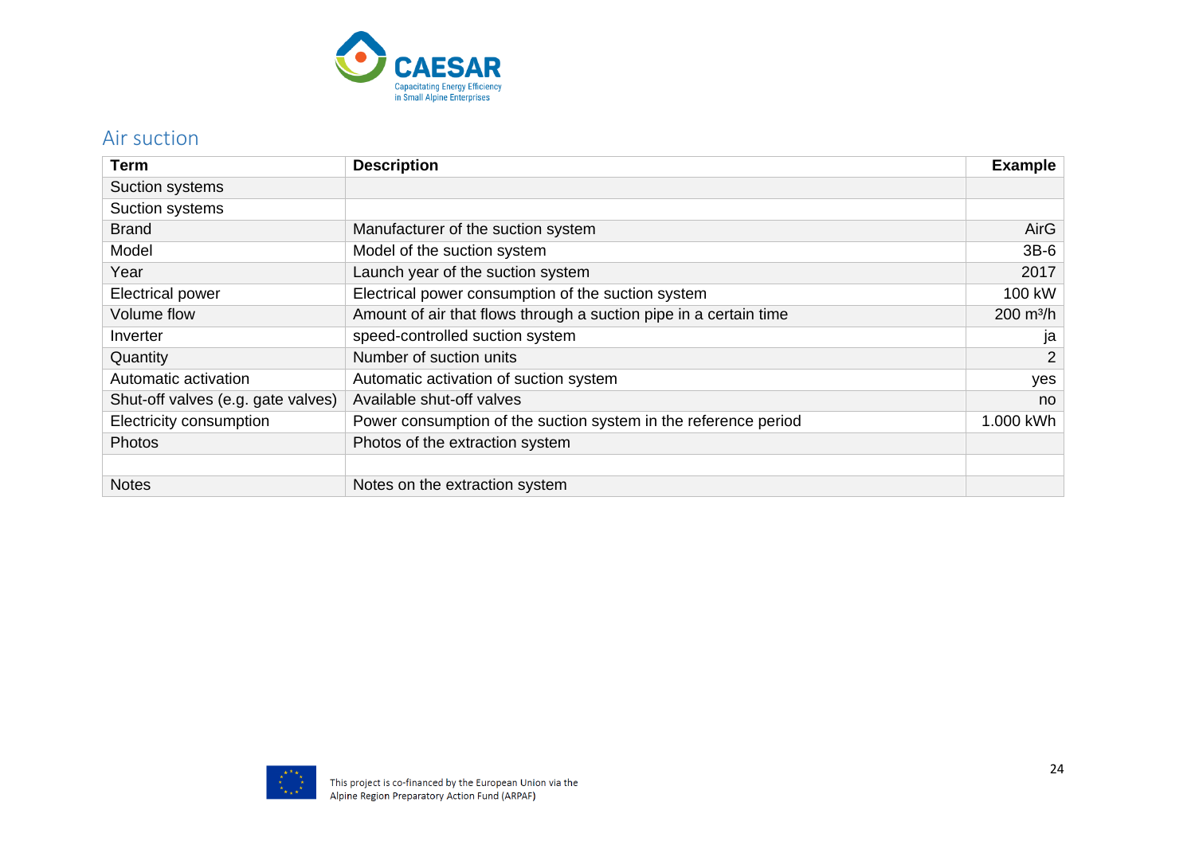## Air suction

| Term | Description | Example |
|---|---|---|
| Suction systems | | |
| Suction systems | | |
| Brand | Manufacturer of the suction system | AirG |
| Model | Model of the suction system | 3B-6 |
| Year | Launch year of the suction system | 2017 |
| Electrical power | Electrical power consumption of the suction system | 100 kW |
| Volume flow | Amount of air that flows through a suction pipe in a certain time | 200 m³/h |
| Inverter | speed-controlled suction system | ja |
| Quantity | Number of suction units | 2 |
| Automatic activation | Automatic activation of suction system | yes |
| Shut-off valves (e.g. gate valves) | Available shut-off valves | no |
| Electricity consumption | Power consumption of the suction system in the reference period | 1.000 kWh |
| Photos | Photos of the extraction system | |
| | | |
| Notes | Notes on the extraction system | |

This project is co-financed by the European Union via the Alpine Region Preparatory Action Fund (ARPAF)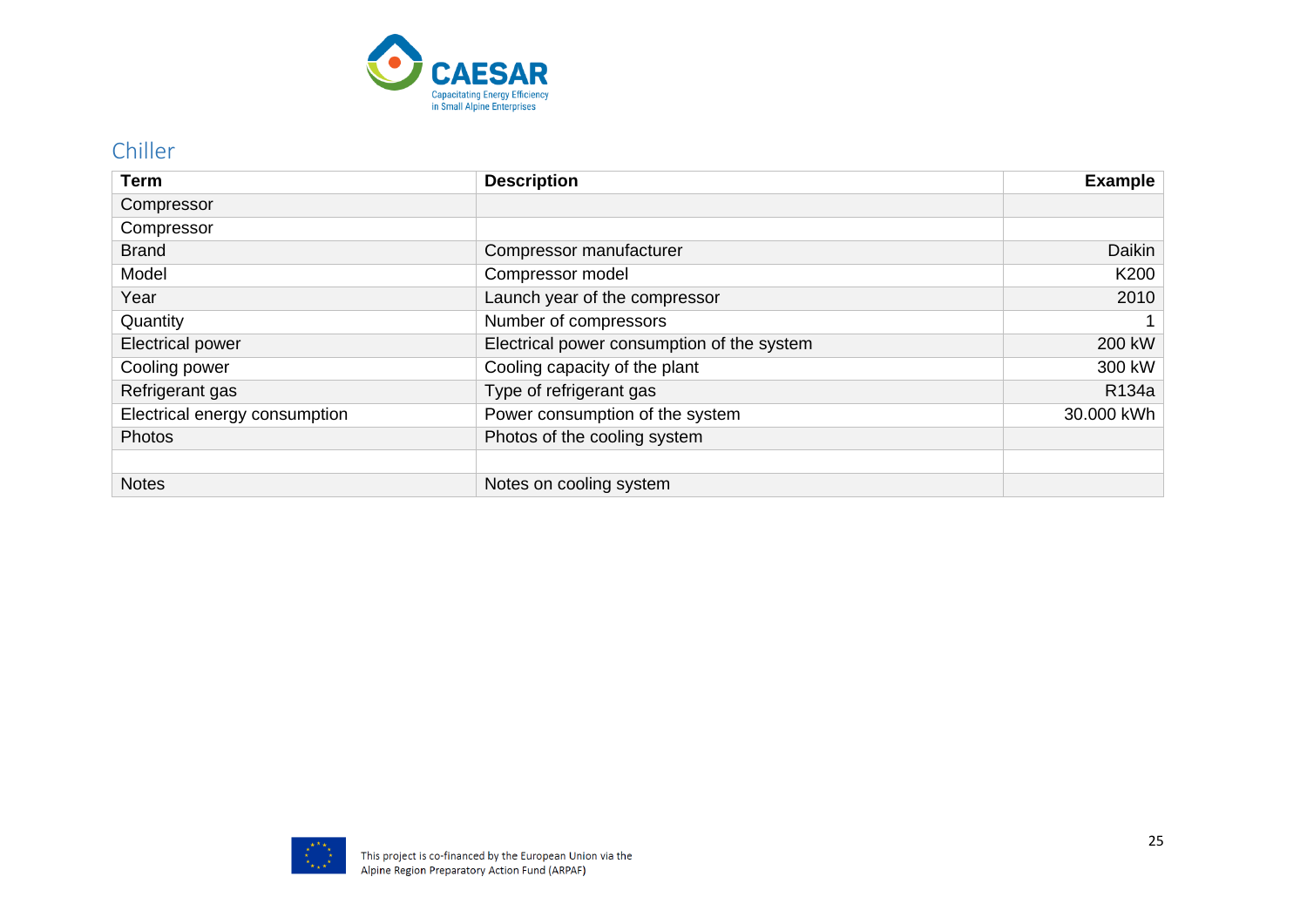## Chiller

| Term | Description | Example |
|---|---|---|
| Compressor | | |
| Compressor | | |
| Brand | Compressor manufacturer | Daikin |
| Model | Compressor model | K200 |
| Year | Launch year of the compressor | 2010 |
| Quantity | Number of compressors | 1 |
| Electrical power | Electrical power consumption of the system | 200 kW |
| Cooling power | Cooling capacity of the plant | 300 kW |
| Refrigerant gas | Type of refrigerant gas | R134a |
| Electrical energy consumption | Power consumption of the system | 30.000 kWh |
| Photos | Photos of the cooling system | |
| | | |
| Notes | Notes on cooling system | |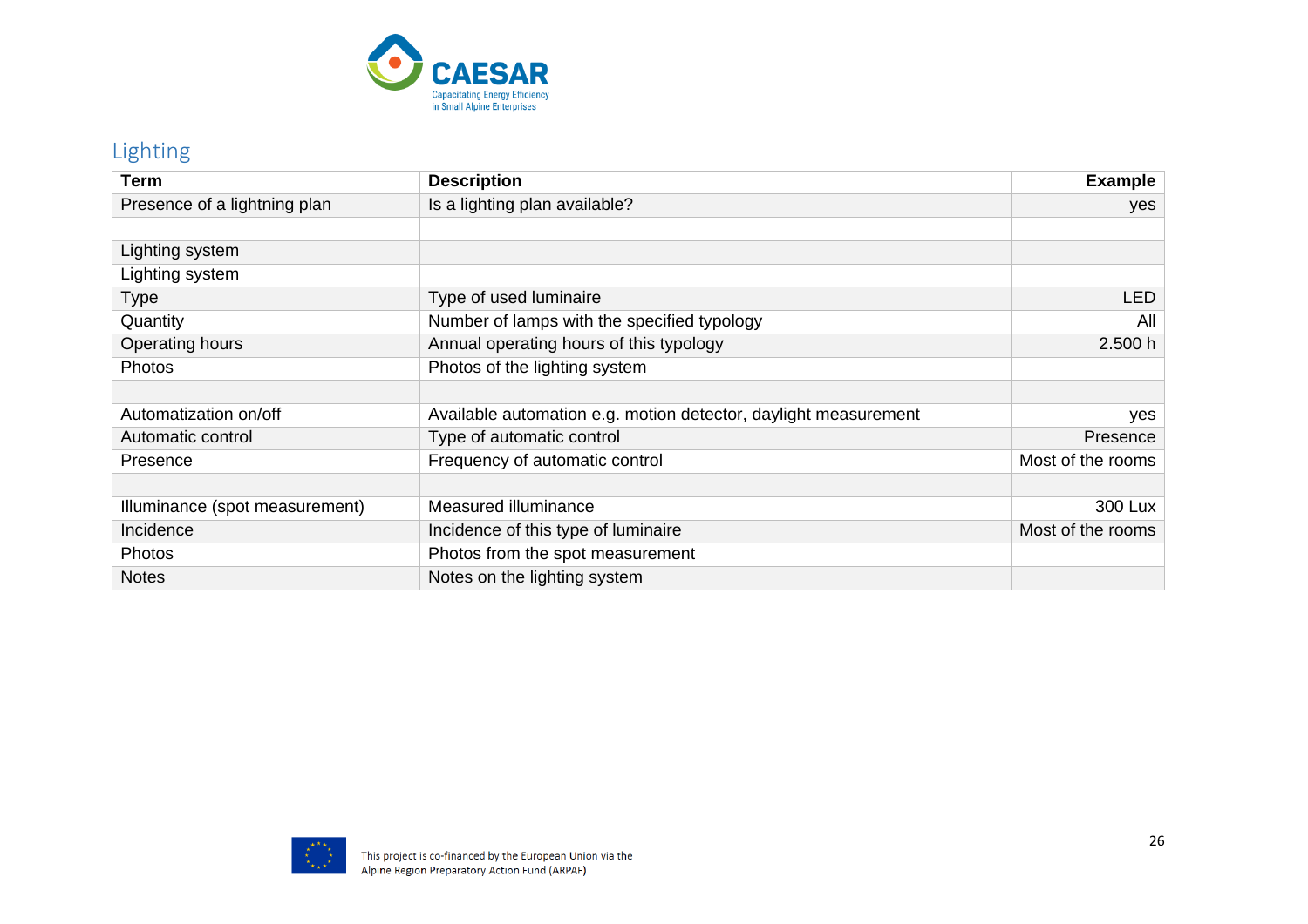## Lighting

| Term | Description | Example |
|---|---|---|
| Presence of a lightning plan | Is a lighting plan available? | yes |
| | | |
| Lighting system | | |
| Lighting system | | |
| Type | Type of used luminaire | LED |
| Quantity | Number of lamps with the specified typology | All |
| Operating hours | Annual operating hours of this typology | 2.500 h |
| Photos | Photos of the lighting system | |
| | | |
| Automatization on/off | Available automation e.g. motion detector, daylight measurement | yes |
| Automatic control | Type of automatic control | Presence |
| Presence | Frequency of automatic control | Most of the rooms |
| | | |
| Illuminance (spot measurement) | Measured illuminance | 300 Lux |
| Incidence | Incidence of this type of luminaire | Most of the rooms |
| Photos | Photos from the spot measurement | |
| Notes | Notes on the lighting system | |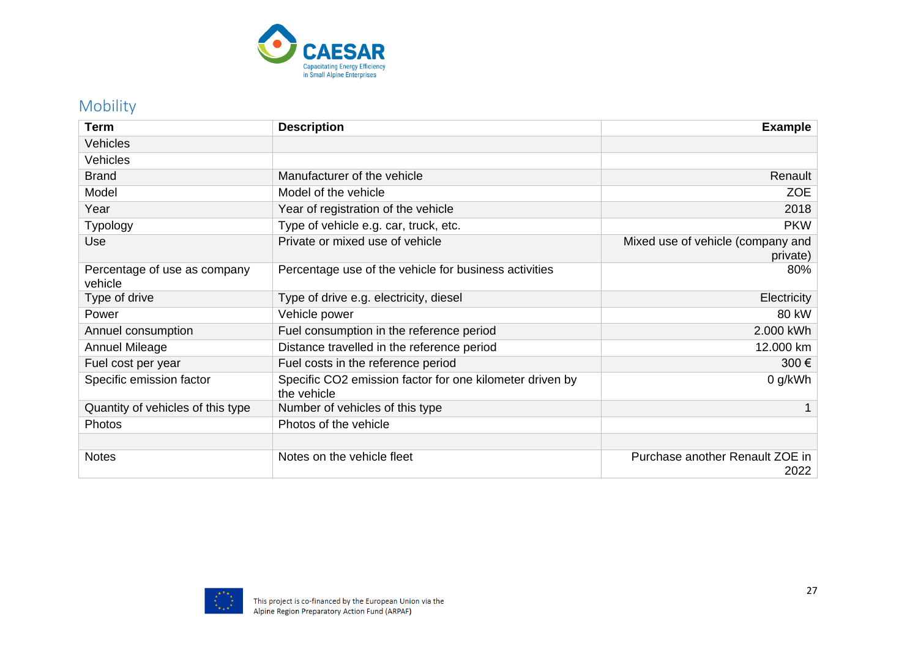## Mobility

| Term | Description | Example |
|---|---|---|
| Vehicles | | |
| Vehicles | | |
| Brand | Manufacturer of the vehicle | Renault |
| Model | Model of the vehicle | ZOE |
| Year | Year of registration of the vehicle | 2018 |
| Typology | Type of vehicle e.g. car, truck, etc. | PKW |
| Use | Private or mixed use of vehicle | Mixed use of vehicle (company and private) |
| Percentage of use as company vehicle | Percentage use of the vehicle for business activities | 80% |
| Type of drive | Type of drive e.g. electricity, diesel | Electricity |
| Power | Vehicle power | 80 kW |
| Annuel consumption | Fuel consumption in the reference period | 2.000 kWh |
| Annuel Mileage | Distance travelled in the reference period | 12.000 km |
| Fuel cost per year | Fuel costs in the reference period | 300 € |
| Specific emission factor | Specific $CO_2$ emission factor for one kilometer driven by the vehicle | 0 g/kWh |
| Quantity of vehicles of this type | Number of vehicles of this type | 1 |
| Photos | Photos of the vehicle | |
| | | |
| Notes | Notes on the vehicle fleet | Purchase another Renault ZOE in 2022 |

This project is co-financed by the European Union via the Alpine Region Preparatory Action Fund (ARPAF)